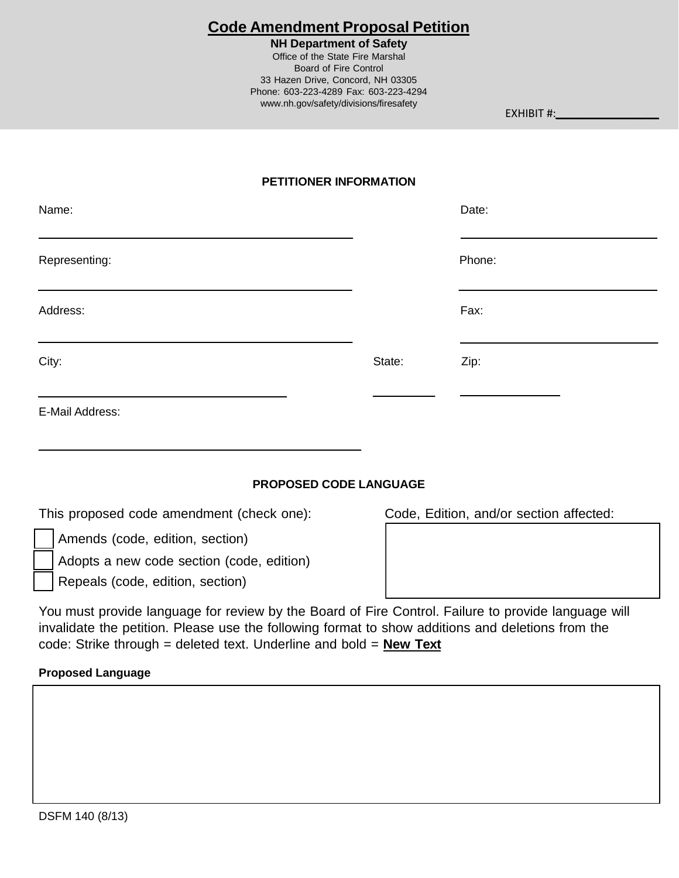# Code Amendment Proposal Petition

**NH Department of Safety**
Office of the State Fire Marshal
Board of Fire Control
33 Hazen Drive, Concord, NH 03305
Phone: 603-223-4289 Fax: 603-223-4294
www.nh.gov/safety/divisions/firesafety

EXHIBIT #:\_\_\_\_\_\_\_\_\_\_\_\_\_\_\_\_

**PETITIONER INFORMATION**

Name: \_\_\_\_\_\_\_\_\_\_\_\_\_\_\_\_\_\_\_\_\_\_\_\_\_\_\_\_\_\_\_\_ Date: \_\_\_\_\_\_\_\_\_\_\_\_\_\_\_\_\_\_\_\_

Representing: \_\_\_\_\_\_\_\_\_\_\_\_\_\_\_\_\_\_\_\_\_\_\_\_\_\_\_\_\_\_\_\_ Phone: \_\_\_\_\_\_\_\_\_\_\_\_\_\_\_\_\_\_\_\_

Address: \_\_\_\_\_\_\_\_\_\_\_\_\_\_\_\_\_\_\_\_\_\_\_\_\_\_\_\_\_\_\_\_ Fax: \_\_\_\_\_\_\_\_\_\_\_\_\_\_\_\_\_\_\_\_

City: \_\_\_\_\_\_\_\_\_\_\_\_\_\_\_\_\_\_\_\_\_\_\_\_ State: \_\_\_\_\_\_ Zip: \_\_\_\_\_\_\_\_\_\_

E-Mail Address: \_\_\_\_\_\_\_\_\_\_\_\_\_\_\_\_\_\_\_\_\_\_\_\_\_\_\_\_\_\_\_\_

**PROPOSED CODE LANGUAGE**

This proposed code amendment (check one):

- ☐ Amends (code, edition, section)
- ☐ Adopts a new code section (code, edition)
- ☐ Repeals (code, edition, section)

Code, Edition, and/or section affected:

| |
|---|
| |

You must provide language for review by the Board of Fire Control. Failure to provide language will invalidate the petition. Please use the following format to show additions and deletions from the code: Strike through = deleted text. Underline and bold = **<u>New Text</u>**

**Proposed Language**

| |
|---|
| |

DSFM 140 (8/13)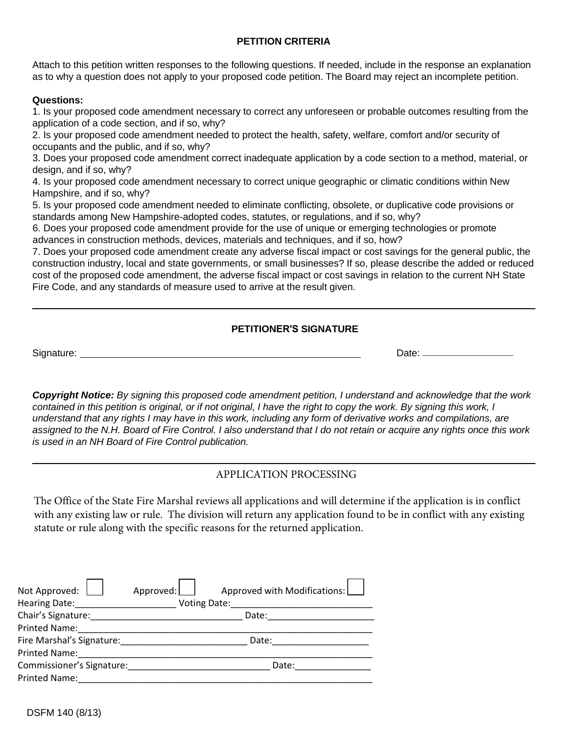## PETITION CRITERIA

Attach to this petition written responses to the following questions. If needed, include in the response an explanation as to why a question does not apply to your proposed code petition. The Board may reject an incomplete petition.

**Questions:**

1. Is your proposed code amendment necessary to correct any unforeseen or probable outcomes resulting from the application of a code section, and if so, why?
2. Is your proposed code amendment needed to protect the health, safety, welfare, comfort and/or security of occupants and the public, and if so, why?
3. Does your proposed code amendment correct inadequate application by a code section to a method, material, or design, and if so, why?
4. Is your proposed code amendment necessary to correct unique geographic or climatic conditions within New Hampshire, and if so, why?
5. Is your proposed code amendment needed to eliminate conflicting, obsolete, or duplicative code provisions or standards among New Hampshire-adopted codes, statutes, or regulations, and if so, why?
6. Does your proposed code amendment provide for the use of unique or emerging technologies or promote advances in construction methods, devices, materials and techniques, and if so, how?
7. Does your proposed code amendment create any adverse fiscal impact or cost savings for the general public, the construction industry, local and state governments, or small businesses? If so, please describe the added or reduced cost of the proposed code amendment, the adverse fiscal impact or cost savings in relation to the current NH State Fire Code, and any standards of measure used to arrive at the result given.

---

## PETITIONER'S SIGNATURE

Signature: ______________________________________________ Date: ________________

***Copyright Notice:*** *By signing this proposed code amendment petition, I understand and acknowledge that the work contained in this petition is original, or if not original, I have the right to copy the work. By signing this work, I understand that any rights I may have in this work, including any form of derivative works and compilations, are assigned to the N.H. Board of Fire Control. I also understand that I do not retain or acquire any rights once this work is used in an NH Board of Fire Control publication.*

---

## APPLICATION PROCESSING

The Office of the State Fire Marshal reviews all applications and will determine if the application is in conflict with any existing law or rule. The division will return any application found to be in conflict with any existing statute or rule along with the specific reasons for the returned application.

Not Approved: ☐ Approved: ☐ Approved with Modifications: ☐

Hearing Date:____________________ Voting Date:_____________________________

Chair's Signature:______________________________ Date:_____________________

Printed Name:___________________________________________________________

Fire Marshal's Signature:_________________________ Date:___________________

Printed Name:___________________________________________________________

Commissioner's Signature:____________________________ Date:_______________

Printed Name:___________________________________________________________

DSFM 140 (8/13)